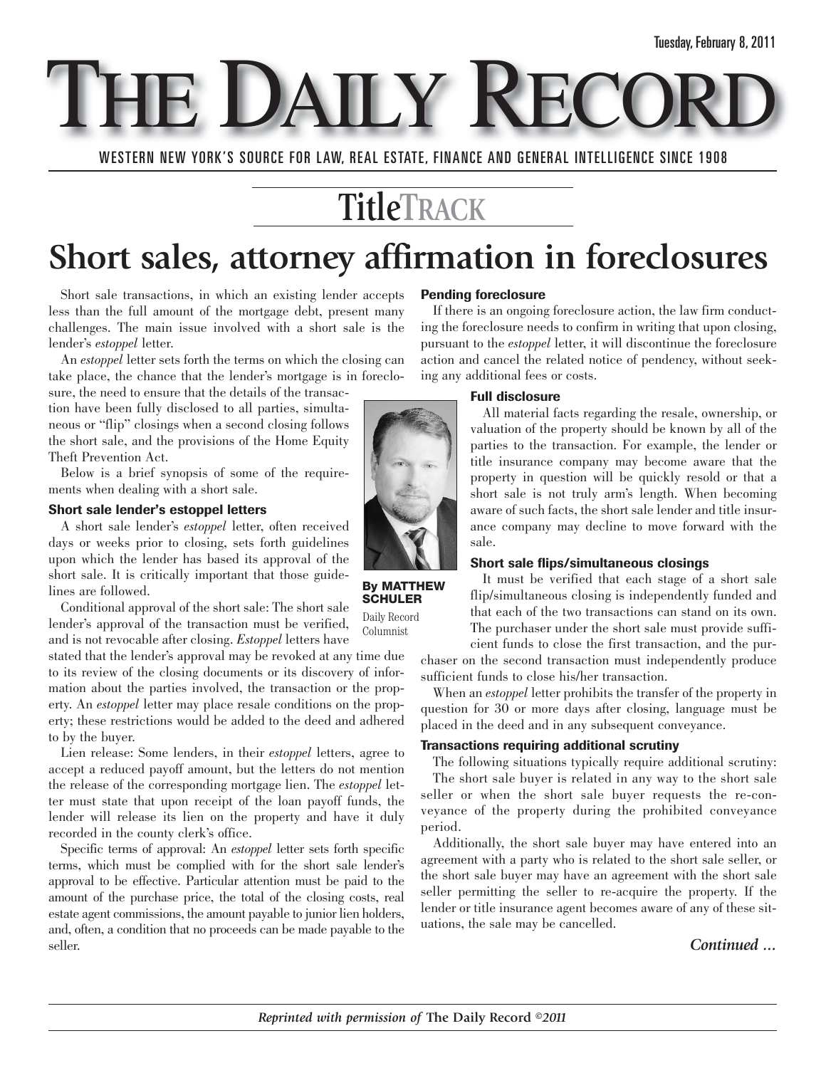Tuesday, February 8, 2011

# THE DAILY RECORD

WESTERN NEW YORK'S SOURCE FOR LAW, REAL ESTATE, FINANCE AND GENERAL INTELLIGENCE SINCE 1908

## TitleTRACK

# Short sales, attorney affirmation in foreclosures

By MATTHEW SCHULER
Daily Record Columnist

Short sale transactions, in which an existing lender accepts less than the full amount of the mortgage debt, present many challenges. The main issue involved with a short sale is the lender's *estoppel* letter.

An *estoppel* letter sets forth the terms on which the closing can take place, the chance that the lender's mortgage is in foreclosure, the need to ensure that the details of the transaction have been fully disclosed to all parties, simultaneous or "flip" closings when a second closing follows the short sale, and the provisions of the Home Equity Theft Prevention Act.

Below is a brief synopsis of some of the requirements when dealing with a short sale.

### Short sale lender's estoppel letters

A short sale lender's *estoppel* letter, often received days or weeks prior to closing, sets forth guidelines upon which the lender has based its approval of the short sale. It is critically important that those guidelines are followed.

Conditional approval of the short sale: The short sale lender's approval of the transaction must be verified, and is not revocable after closing. *Estoppel* letters have stated that the lender's approval may be revoked at any time due to its review of the closing documents or its discovery of information about the parties involved, the transaction or the property. An *estoppel* letter may place resale conditions on the property; these restrictions would be added to the deed and adhered to by the buyer.

Lien release: Some lenders, in their *estoppel* letters, agree to accept a reduced payoff amount, but the letters do not mention the release of the corresponding mortgage lien. The *estoppel* letter must state that upon receipt of the loan payoff funds, the lender will release its lien on the property and have it duly recorded in the county clerk's office.

Specific terms of approval: An *estoppel* letter sets forth specific terms, which must be complied with for the short sale lender's approval to be effective. Particular attention must be paid to the amount of the purchase price, the total of the closing costs, real estate agent commissions, the amount payable to junior lien holders, and, often, a condition that no proceeds can be made payable to the seller.

### Pending foreclosure

If there is an ongoing foreclosure action, the law firm conducting the foreclosure needs to confirm in writing that upon closing, pursuant to the *estoppel* letter, it will discontinue the foreclosure action and cancel the related notice of pendency, without seeking any additional fees or costs.

### Full disclosure

All material facts regarding the resale, ownership, or valuation of the property should be known by all of the parties to the transaction. For example, the lender or title insurance company may become aware that the property in question will be quickly resold or that a short sale is not truly arm's length. When becoming aware of such facts, the short sale lender and title insurance company may decline to move forward with the sale.

### Short sale flips/simultaneous closings

It must be verified that each stage of a short sale flip/simultaneous closing is independently funded and that each of the two transactions can stand on its own. The purchaser under the short sale must provide sufficient funds to close the first transaction, and the purchaser on the second transaction must independently produce sufficient funds to close his/her transaction.

When an *estoppel* letter prohibits the transfer of the property in question for 30 or more days after closing, language must be placed in the deed and in any subsequent conveyance.

### Transactions requiring additional scrutiny

The following situations typically require additional scrutiny:

The short sale buyer is related in any way to the short sale seller or when the short sale buyer requests the re-conveyance of the property during the prohibited conveyance period.

Additionally, the short sale buyer may have entered into an agreement with a party who is related to the short sale seller, or the short sale buyer may have an agreement with the short sale seller permitting the seller to re-acquire the property. If the lender or title insurance agent becomes aware of any of these situations, the sale may be cancelled.

*Continued ...*

*Reprinted with permission of* **The Daily Record** *©2011*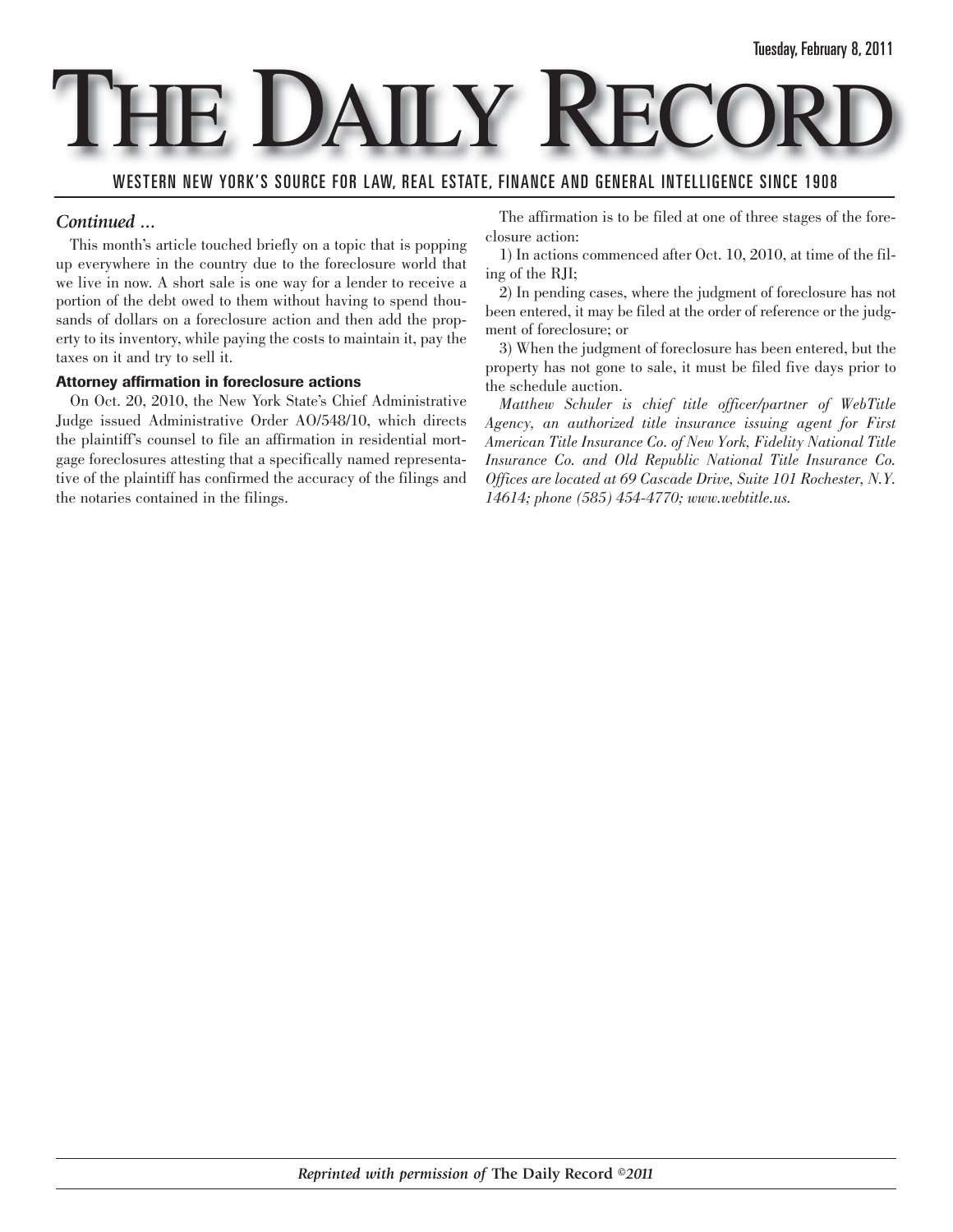*Continued ...*

This month's article touched briefly on a topic that is popping up everywhere in the country due to the foreclosure world that we live in now. A short sale is one way for a lender to receive a portion of the debt owed to them without having to spend thousands of dollars on a foreclosure action and then add the property to its inventory, while paying the costs to maintain it, pay the taxes on it and try to sell it.

**Attorney affirmation in foreclosure actions**

On Oct. 20, 2010, the New York State's Chief Administrative Judge issued Administrative Order AO/548/10, which directs the plaintiff's counsel to file an affirmation in residential mortgage foreclosures attesting that a specifically named representative of the plaintiff has confirmed the accuracy of the filings and the notaries contained in the filings.

The affirmation is to be filed at one of three stages of the foreclosure action:

1) In actions commenced after Oct. 10, 2010, at time of the filing of the RJI;

2) In pending cases, where the judgment of foreclosure has not been entered, it may be filed at the order of reference or the judgment of foreclosure; or

3) When the judgment of foreclosure has been entered, but the property has not gone to sale, it must be filed five days prior to the schedule auction.

*Matthew Schuler is chief title officer/partner of WebTitle Agency, an authorized title insurance issuing agent for First American Title Insurance Co. of New York, Fidelity National Title Insurance Co. and Old Republic National Title Insurance Co. Offices are located at 69 Cascade Drive, Suite 101 Rochester, N.Y. 14614; phone (585) 454-4770; www.webtitle.us.*

*Reprinted with permission of* **The Daily Record** *©2011*